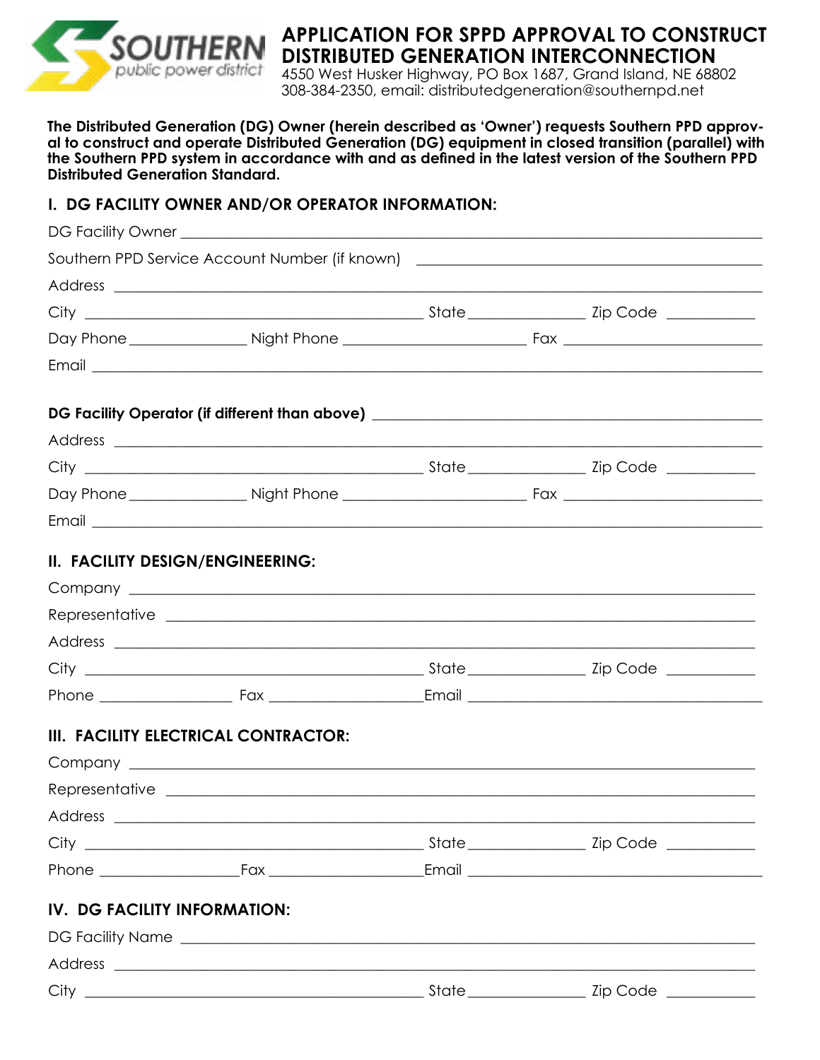SOUTHERN public power district

# APPLICATION FOR SPPD APPROVAL TO CONSTRUCT DISTRIBUTED GENERATION INTERCONNECTION

4550 West Husker Highway, PO Box 1687, Grand Island, NE 68802
308-384-2350, email: distributedgeneration@southernpd.net

**The Distributed Generation (DG) Owner (herein described as 'Owner') requests Southern PPD approval to construct and operate Distributed Generation (DG) equipment in closed transition (parallel) with the Southern PPD system in accordance with and as defined in the latest version of the Southern PPD Distributed Generation Standard.**

## I. DG FACILITY OWNER AND/OR OPERATOR INFORMATION:

DG Facility Owner ______________________________

Southern PPD Service Account Number (if known) ______________________________

Address ______________________________

City ______________________ State ____________ Zip Code __________

Day Phone ____________ Night Phone ________________ Fax ________________

Email ______________________________

**DG Facility Operator (if different than above)** ______________________________

Address ______________________________

City ______________________ State ____________ Zip Code __________

Day Phone ____________ Night Phone ________________ Fax ________________

Email ______________________________

## II. FACILITY DESIGN/ENGINEERING:

Company ______________________________

Representative ______________________________

Address ______________________________

City ______________________ State ____________ Zip Code __________

Phone ____________ Fax ______________ Email ______________________

## III. FACILITY ELECTRICAL CONTRACTOR:

Company ______________________________

Representative ______________________________

Address ______________________________

City ______________________ State ____________ Zip Code __________

Phone ____________ Fax ______________ Email ______________________

## IV. DG FACILITY INFORMATION:

DG Facility Name ______________________________

Address ______________________________

City ______________________ State ____________ Zip Code __________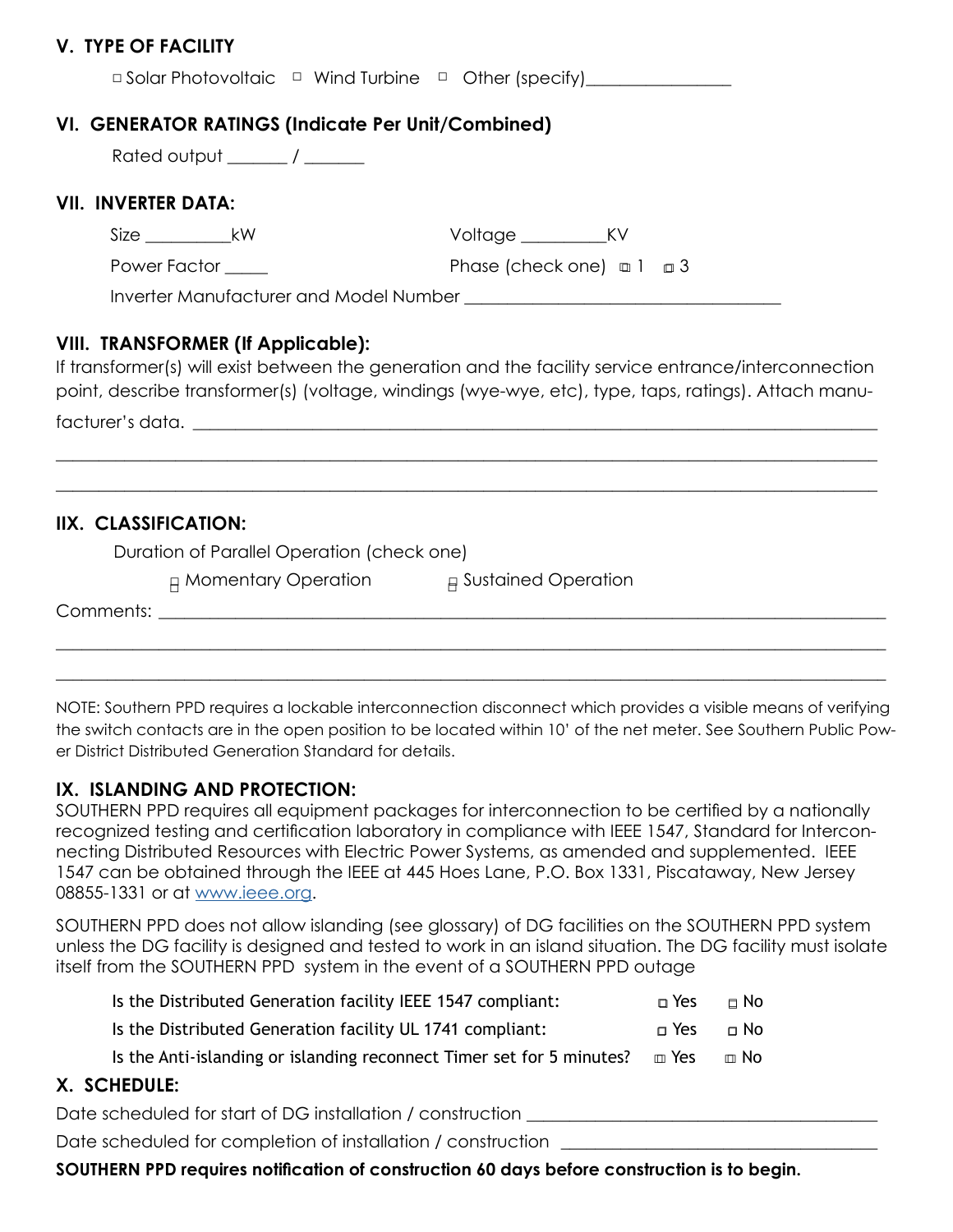## V. TYPE OF FACILITY

☐ Solar Photovoltaic ☐ Wind Turbine ☐ Other (specify)________________

## VI. GENERATOR RATINGS (Indicate Per Unit/Combined)

Rated output _______ / _______

## VII. INVERTER DATA:

Size __________kW Voltage __________KV

Power Factor _____ Phase (check one) ☐ 1 ☐ 3

Inverter Manufacturer and Model Number ____________________________________

## VIII. TRANSFORMER (If Applicable):

If transformer(s) will exist between the generation and the facility service entrance/interconnection point, describe transformer(s) (voltage, windings (wye-wye, etc), type, taps, ratings). Attach manufacturer's data. ______________________________________________________________________________

______________________________________________________________________________

______________________________________________________________________________

## IIX. CLASSIFICATION:

Duration of Parallel Operation (check one)

☐ Momentary Operation ☐ Sustained Operation

Comments: ______________________________________________________________________________

______________________________________________________________________________

______________________________________________________________________________

NOTE: Southern PPD requires a lockable interconnection disconnect which provides a visible means of verifying the switch contacts are in the open position to be located within 10' of the net meter. See Southern Public Power District Distributed Generation Standard for details.

## IX. ISLANDING AND PROTECTION:

SOUTHERN PPD requires all equipment packages for interconnection to be certified by a nationally recognized testing and certification laboratory in compliance with IEEE 1547, Standard for Interconnecting Distributed Resources with Electric Power Systems, as amended and supplemented. IEEE 1547 can be obtained through the IEEE at 445 Hoes Lane, P.O. Box 1331, Piscataway, New Jersey 08855-1331 or at www.ieee.org.

SOUTHERN PPD does not allow islanding (see glossary) of DG facilities on the SOUTHERN PPD system unless the DG facility is designed and tested to work in an island situation. The DG facility must isolate itself from the SOUTHERN PPD system in the event of a SOUTHERN PPD outage

Is the Distributed Generation facility IEEE 1547 compliant: ☐ Yes ☐ No

Is the Distributed Generation facility UL 1741 compliant: ☐ Yes ☐ No

Is the Anti-islanding or islanding reconnect Timer set for 5 minutes? ☐ Yes ☐ No

## X. SCHEDULE:

Date scheduled for start of DG installation / construction ________________________________________

Date scheduled for completion of installation / construction ____________________________________

**SOUTHERN PPD requires notification of construction 60 days before construction is to begin.**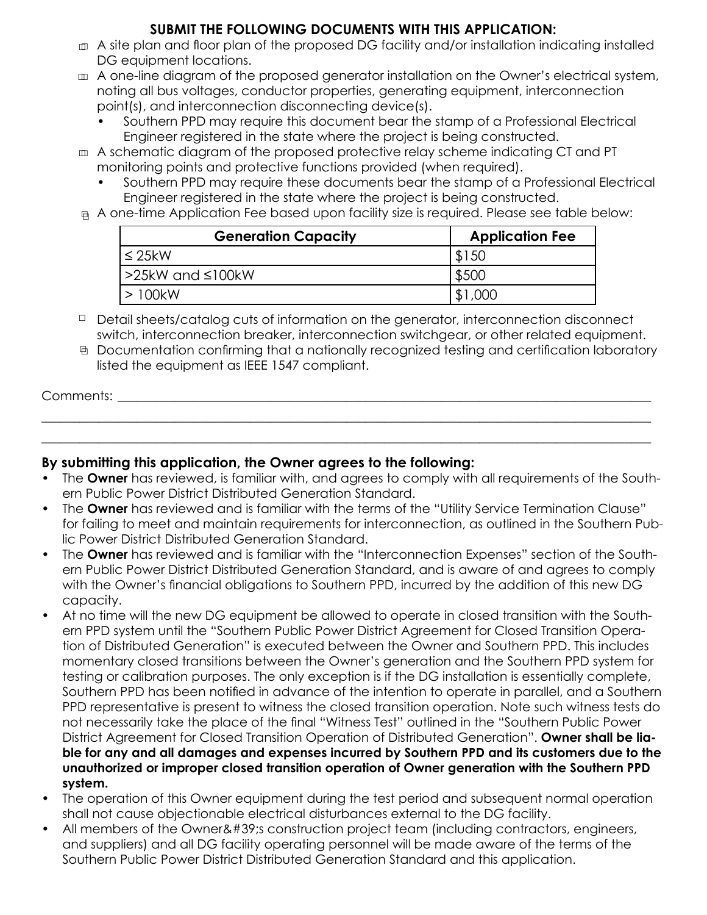## SUBMIT THE FOLLOWING DOCUMENTS WITH THIS APPLICATION:

- ☐ A site plan and floor plan of the proposed DG facility and/or installation indicating installed DG equipment locations.
- ☐ A one-line diagram of the proposed generator installation on the Owner's electrical system, noting all bus voltages, conductor properties, generating equipment, interconnection point(s), and interconnection disconnecting device(s).
  - Southern PPD may require this document bear the stamp of a Professional Electrical Engineer registered in the state where the project is being constructed.
- ☐ A schematic diagram of the proposed protective relay scheme indicating CT and PT monitoring points and protective functions provided (when required).
  - Southern PPD may require these documents bear the stamp of a Professional Electrical Engineer registered in the state where the project is being constructed.
- ☐ A one-time Application Fee based upon facility size is required. Please see table below:

| Generation Capacity | Application Fee |
|---|---|
| ≤ 25kW | $150 |
| >25kW and ≤100kW | $500 |
| > 100kW | $1,000 |

- ☐ Detail sheets/catalog cuts of information on the generator, interconnection disconnect switch, interconnection breaker, interconnection switchgear, or other related equipment.
- ☐ Documentation confirming that a nationally recognized testing and certification laboratory listed the equipment as IEEE 1547 compliant.

Comments: ____________________________________________________________________________

______________________________________________________________________________________

______________________________________________________________________________________

**By submitting this application, the Owner agrees to the following:**

- The **Owner** has reviewed, is familiar with, and agrees to comply with all requirements of the Southern Public Power District Distributed Generation Standard.
- The **Owner** has reviewed and is familiar with the terms of the "Utility Service Termination Clause" for failing to meet and maintain requirements for interconnection, as outlined in the Southern Public Power District Distributed Generation Standard.
- The **Owner** has reviewed and is familiar with the "Interconnection Expenses" section of the Southern Public Power District Distributed Generation Standard, and is aware of and agrees to comply with the Owner's financial obligations to Southern PPD, incurred by the addition of this new DG capacity.
- At no time will the new DG equipment be allowed to operate in closed transition with the Southern PPD system until the "Southern Public Power District Agreement for Closed Transition Operation of Distributed Generation" is executed between the Owner and Southern PPD. This includes momentary closed transitions between the Owner's generation and the Southern PPD system for testing or calibration purposes. The only exception is if the DG installation is essentially complete, Southern PPD has been notified in advance of the intention to operate in parallel, and a Southern PPD representative is present to witness the closed transition operation. Note such witness tests do not necessarily take the place of the final "Witness Test" outlined in the "Southern Public Power District Agreement for Closed Transition Operation of Distributed Generation". **Owner shall be liable for any and all damages and expenses incurred by Southern PPD and its customers due to the unauthorized or improper closed transition operation of Owner generation with the Southern PPD system.**
- The operation of this Owner equipment during the test period and subsequent normal operation shall not cause objectionable electrical disturbances external to the DG facility.
- All members of the Owner&#39;s construction project team (including contractors, engineers, and suppliers) and all DG facility operating personnel will be made aware of the terms of the Southern Public Power District Distributed Generation Standard and this application.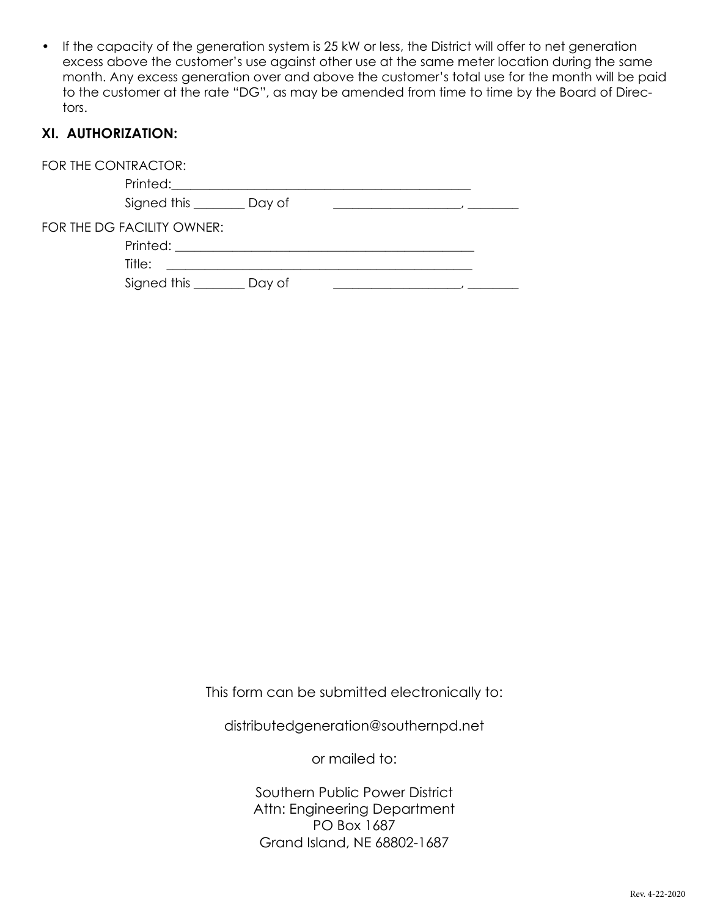- If the capacity of the generation system is 25 kW or less, the District will offer to net generation excess above the customer's use against other use at the same meter location during the same month. Any excess generation over and above the customer's total use for the month will be paid to the customer at the rate "DG", as may be amended from time to time by the Board of Directors.

## XI. AUTHORIZATION:

FOR THE CONTRACTOR:

Printed:_______________________________________________

Signed this ________ Day of ____________________, ________

FOR THE DG FACILITY OWNER:

Printed: _______________________________________________

Title: _______________________________________________

Signed this ________ Day of ____________________, ________

This form can be submitted electronically to:

distributedgeneration@southernpd.net

or mailed to:

Southern Public Power District
Attn: Engineering Department
PO Box 1687
Grand Island, NE 68802-1687

Rev. 4-22-2020